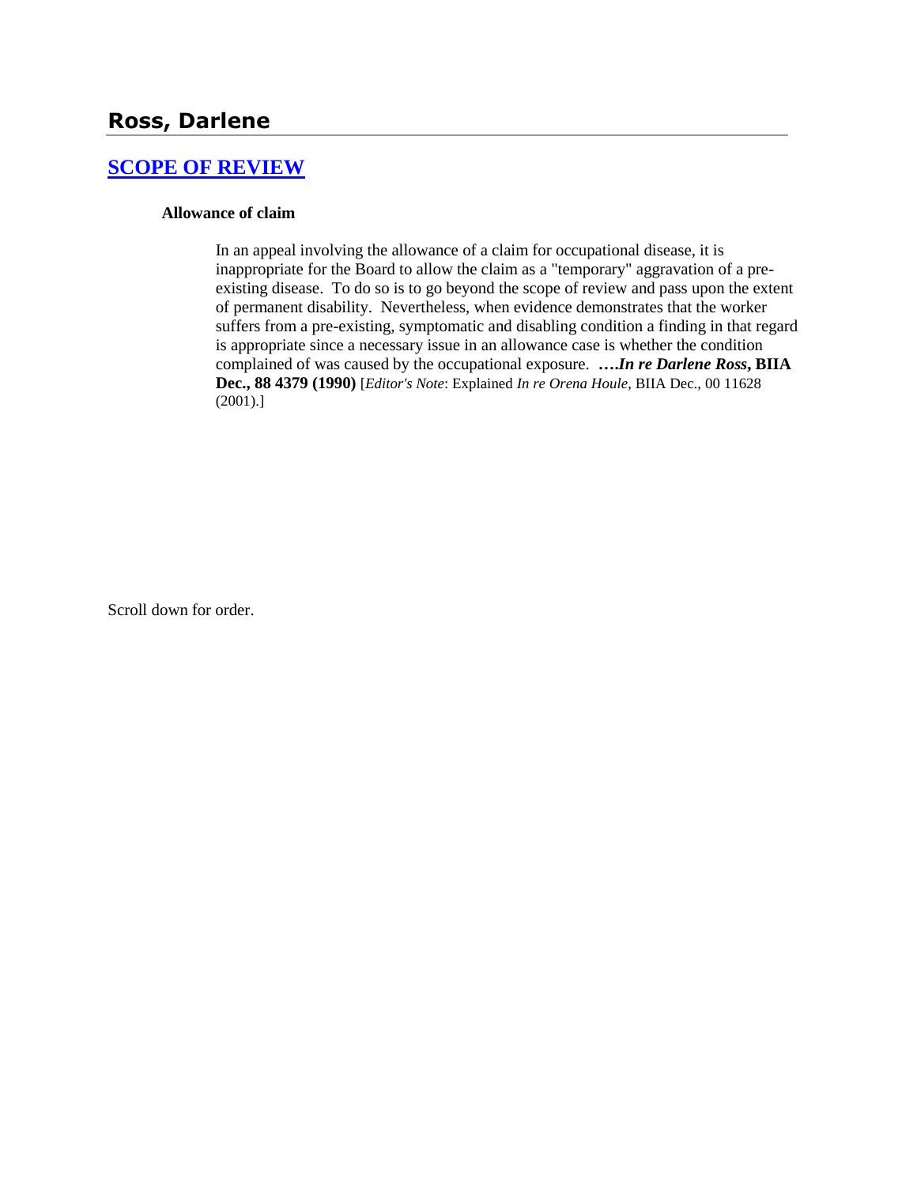## Ross, Darlene

### SCOPE OF REVIEW

**Allowance of claim**

In an appeal involving the allowance of a claim for occupational disease, it is inappropriate for the Board to allow the claim as a "temporary" aggravation of a pre-existing disease. To do so is to go beyond the scope of review and pass upon the extent of permanent disability. Nevertheless, when evidence demonstrates that the worker suffers from a pre-existing, symptomatic and disabling condition a finding in that regard is appropriate since a necessary issue in an allowance case is whether the condition complained of was caused by the occupational exposure. ***….In re Darlene Ross*, BIIA Dec., 88 4379 (1990)** [*Editor's Note*: Explained *In re Orena Houle*, BIIA Dec., 00 11628 (2001).]

Scroll down for order.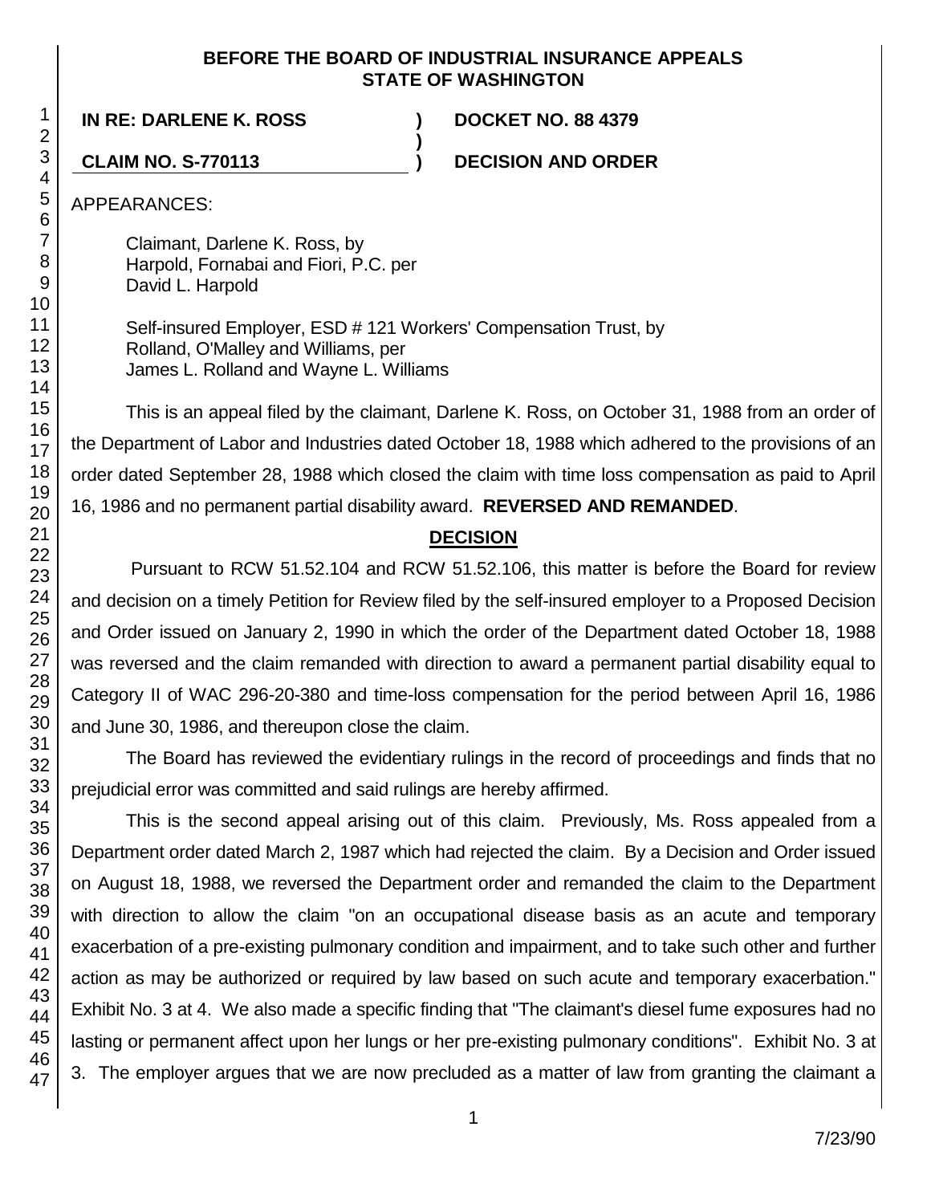**BEFORE THE BOARD OF INDUSTRIAL INSURANCE APPEALS**
**STATE OF WASHINGTON**

**IN RE: DARLENE K. ROSS** ) **DOCKET NO. 88 4379**
)
**CLAIM NO. S-770113** ) **DECISION AND ORDER**

APPEARANCES:

Claimant, Darlene K. Ross, by
Harpold, Fornabai and Fiori, P.C. per
David L. Harpold

Self-insured Employer, ESD # 121 Workers' Compensation Trust, by
Rolland, O'Malley and Williams, per
James L. Rolland and Wayne L. Williams

This is an appeal filed by the claimant, Darlene K. Ross, on October 31, 1988 from an order of the Department of Labor and Industries dated October 18, 1988 which adhered to the provisions of an order dated September 28, 1988 which closed the claim with time loss compensation as paid to April 16, 1986 and no permanent partial disability award. **REVERSED AND REMANDED**.

## DECISION

Pursuant to RCW 51.52.104 and RCW 51.52.106, this matter is before the Board for review and decision on a timely Petition for Review filed by the self-insured employer to a Proposed Decision and Order issued on January 2, 1990 in which the order of the Department dated October 18, 1988 was reversed and the claim remanded with direction to award a permanent partial disability equal to Category II of WAC 296-20-380 and time-loss compensation for the period between April 16, 1986 and June 30, 1986, and thereupon close the claim.

The Board has reviewed the evidentiary rulings in the record of proceedings and finds that no prejudicial error was committed and said rulings are hereby affirmed.

This is the second appeal arising out of this claim. Previously, Ms. Ross appealed from a Department order dated March 2, 1987 which had rejected the claim. By a Decision and Order issued on August 18, 1988, we reversed the Department order and remanded the claim to the Department with direction to allow the claim "on an occupational disease basis as an acute and temporary exacerbation of a pre-existing pulmonary condition and impairment, and to take such other and further action as may be authorized or required by law based on such acute and temporary exacerbation." Exhibit No. 3 at 4. We also made a specific finding that "The claimant's diesel fume exposures had no lasting or permanent affect upon her lungs or her pre-existing pulmonary conditions". Exhibit No. 3 at 3. The employer argues that we are now precluded as a matter of law from granting the claimant a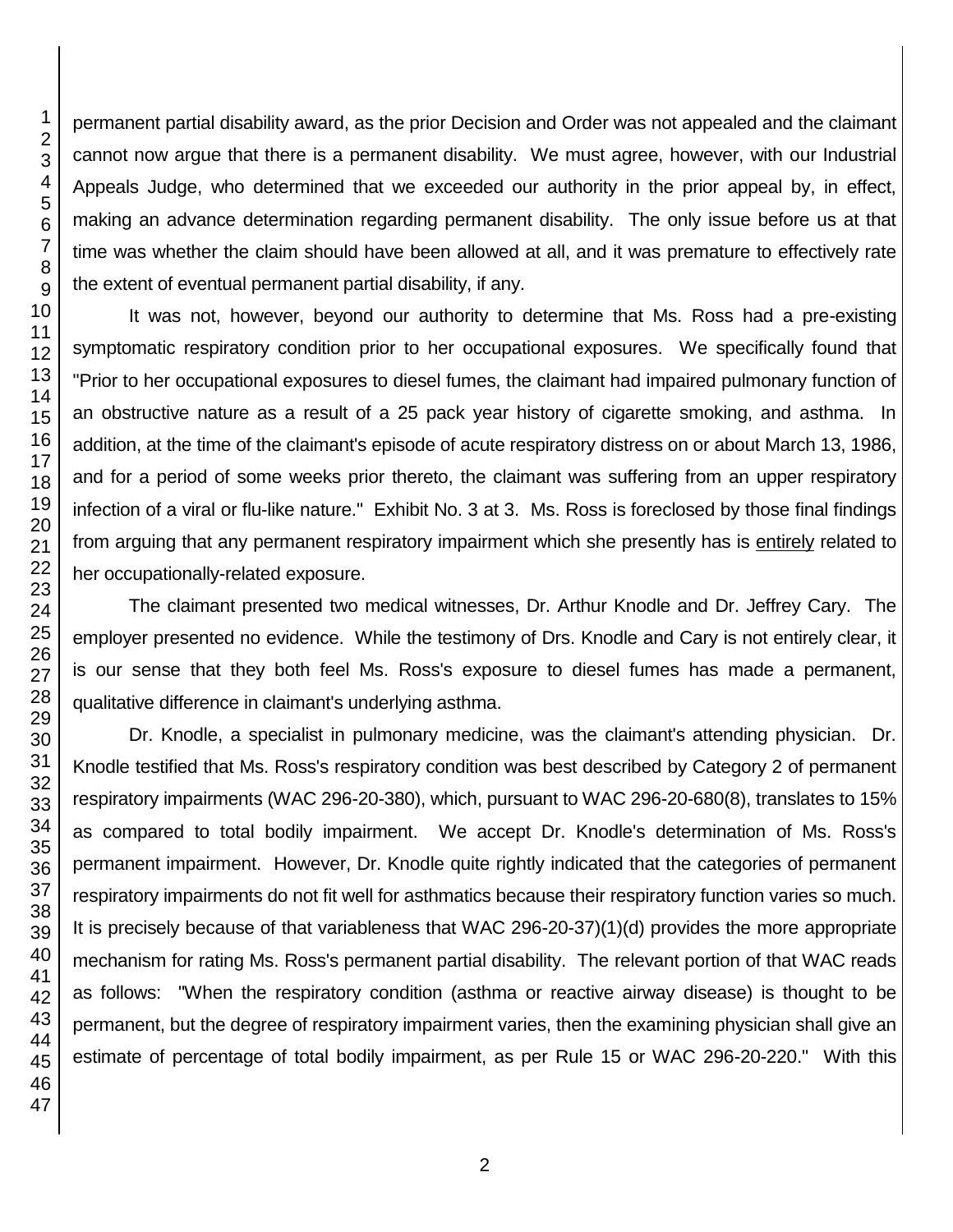permanent partial disability award, as the prior Decision and Order was not appealed and the claimant cannot now argue that there is a permanent disability. We must agree, however, with our Industrial Appeals Judge, who determined that we exceeded our authority in the prior appeal by, in effect, making an advance determination regarding permanent disability. The only issue before us at that time was whether the claim should have been allowed at all, and it was premature to effectively rate the extent of eventual permanent partial disability, if any.

It was not, however, beyond our authority to determine that Ms. Ross had a pre-existing symptomatic respiratory condition prior to her occupational exposures. We specifically found that "Prior to her occupational exposures to diesel fumes, the claimant had impaired pulmonary function of an obstructive nature as a result of a 25 pack year history of cigarette smoking, and asthma. In addition, at the time of the claimant's episode of acute respiratory distress on or about March 13, 1986, and for a period of some weeks prior thereto, the claimant was suffering from an upper respiratory infection of a viral or flu-like nature." Exhibit No. 3 at 3. Ms. Ross is foreclosed by those final findings from arguing that any permanent respiratory impairment which she presently has is <u>entirely</u> related to her occupationally-related exposure.

The claimant presented two medical witnesses, Dr. Arthur Knodle and Dr. Jeffrey Cary. The employer presented no evidence. While the testimony of Drs. Knodle and Cary is not entirely clear, it is our sense that they both feel Ms. Ross's exposure to diesel fumes has made a permanent, qualitative difference in claimant's underlying asthma.

Dr. Knodle, a specialist in pulmonary medicine, was the claimant's attending physician. Dr. Knodle testified that Ms. Ross's respiratory condition was best described by Category 2 of permanent respiratory impairments (WAC 296-20-380), which, pursuant to WAC 296-20-680(8), translates to 15% as compared to total bodily impairment. We accept Dr. Knodle's determination of Ms. Ross's permanent impairment. However, Dr. Knodle quite rightly indicated that the categories of permanent respiratory impairments do not fit well for asthmatics because their respiratory function varies so much. It is precisely because of that variableness that WAC 296-20-37)(1)(d) provides the more appropriate mechanism for rating Ms. Ross's permanent partial disability. The relevant portion of that WAC reads as follows: "When the respiratory condition (asthma or reactive airway disease) is thought to be permanent, but the degree of respiratory impairment varies, then the examining physician shall give an estimate of percentage of total bodily impairment, as per Rule 15 or WAC 296-20-220." With this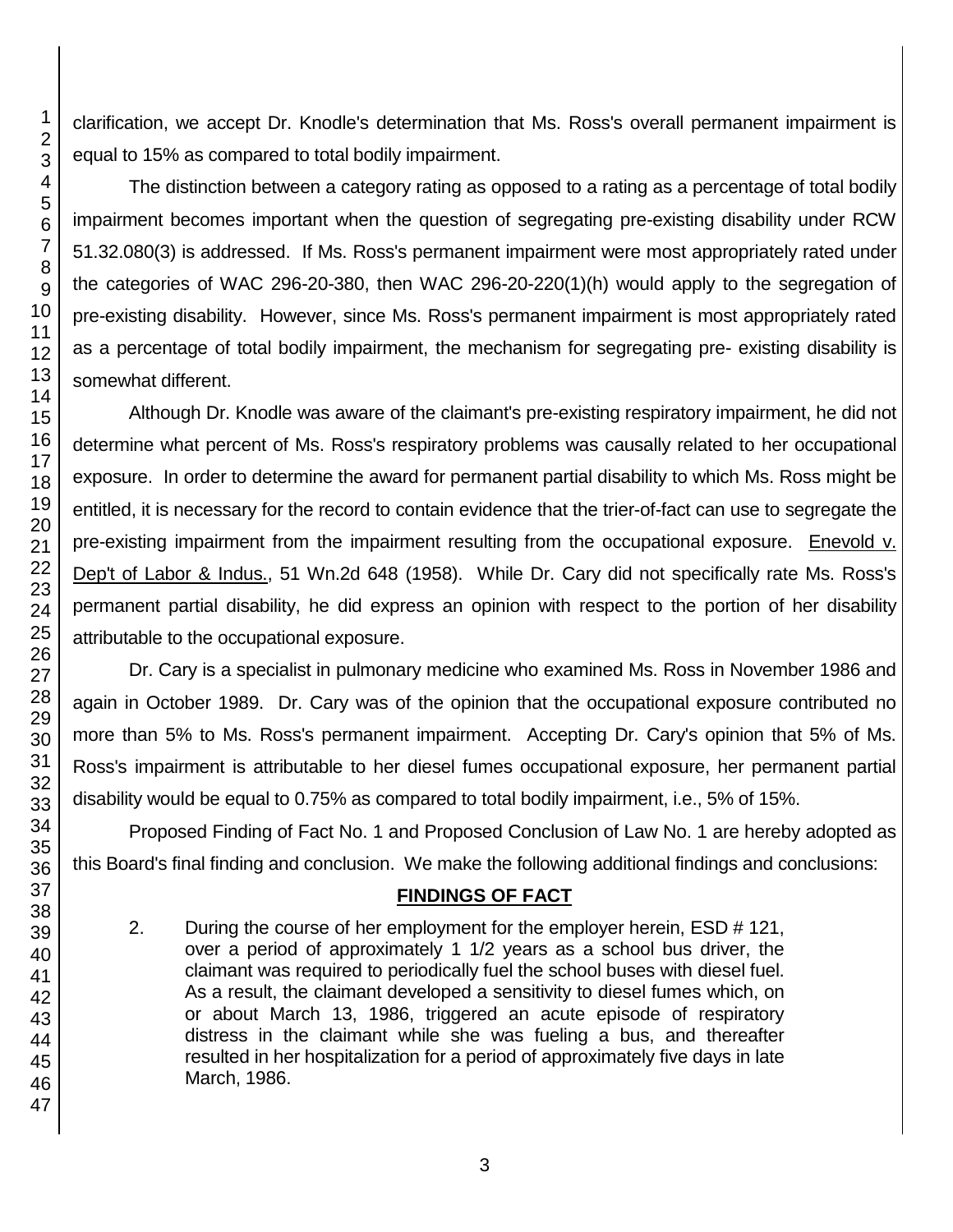clarification, we accept Dr. Knodle's determination that Ms. Ross's overall permanent impairment is equal to 15% as compared to total bodily impairment.

The distinction between a category rating as opposed to a rating as a percentage of total bodily impairment becomes important when the question of segregating pre-existing disability under RCW 51.32.080(3) is addressed. If Ms. Ross's permanent impairment were most appropriately rated under the categories of WAC 296-20-380, then WAC 296-20-220(1)(h) would apply to the segregation of pre-existing disability. However, since Ms. Ross's permanent impairment is most appropriately rated as a percentage of total bodily impairment, the mechanism for segregating pre- existing disability is somewhat different.

Although Dr. Knodle was aware of the claimant's pre-existing respiratory impairment, he did not determine what percent of Ms. Ross's respiratory problems was causally related to her occupational exposure. In order to determine the award for permanent partial disability to which Ms. Ross might be entitled, it is necessary for the record to contain evidence that the trier-of-fact can use to segregate the pre-existing impairment from the impairment resulting from the occupational exposure. Enevold v. Dep't of Labor & Indus., 51 Wn.2d 648 (1958). While Dr. Cary did not specifically rate Ms. Ross's permanent partial disability, he did express an opinion with respect to the portion of her disability attributable to the occupational exposure.

Dr. Cary is a specialist in pulmonary medicine who examined Ms. Ross in November 1986 and again in October 1989. Dr. Cary was of the opinion that the occupational exposure contributed no more than 5% to Ms. Ross's permanent impairment. Accepting Dr. Cary's opinion that 5% of Ms. Ross's impairment is attributable to her diesel fumes occupational exposure, her permanent partial disability would be equal to 0.75% as compared to total bodily impairment, i.e., 5% of 15%.

Proposed Finding of Fact No. 1 and Proposed Conclusion of Law No. 1 are hereby adopted as this Board's final finding and conclusion. We make the following additional findings and conclusions:

## FINDINGS OF FACT

2. During the course of her employment for the employer herein, ESD # 121, over a period of approximately 1 1/2 years as a school bus driver, the claimant was required to periodically fuel the school buses with diesel fuel. As a result, the claimant developed a sensitivity to diesel fumes which, on or about March 13, 1986, triggered an acute episode of respiratory distress in the claimant while she was fueling a bus, and thereafter resulted in her hospitalization for a period of approximately five days in late March, 1986.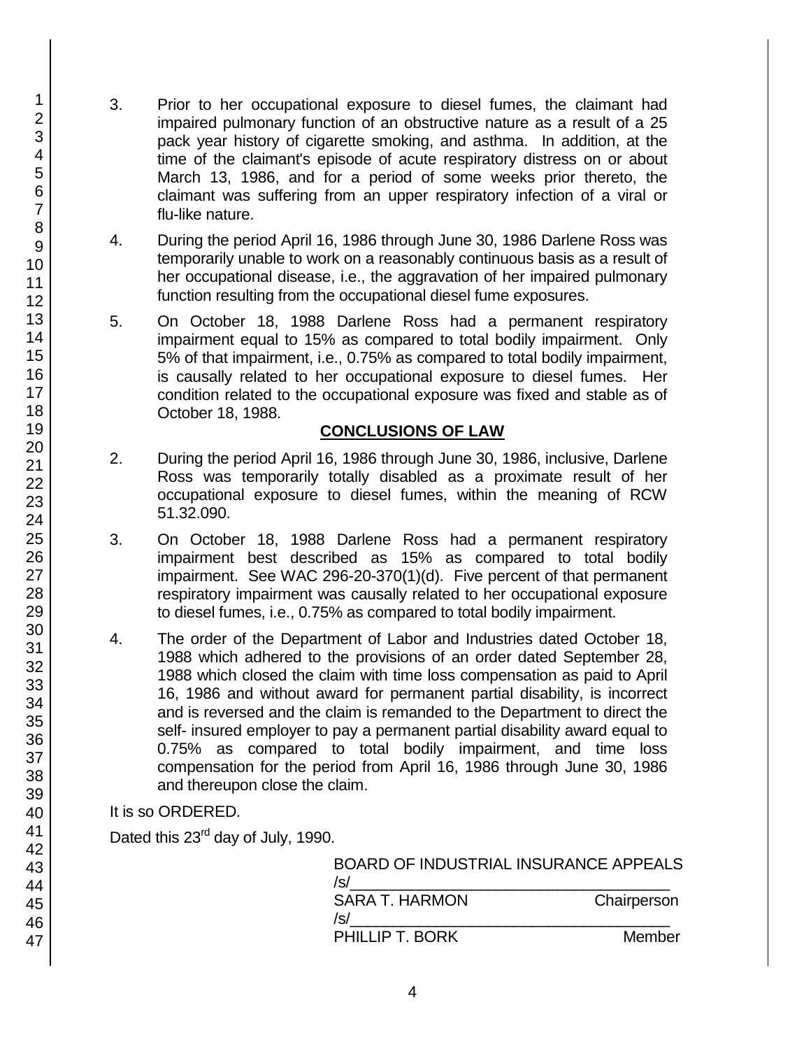3. Prior to her occupational exposure to diesel fumes, the claimant had impaired pulmonary function of an obstructive nature as a result of a 25 pack year history of cigarette smoking, and asthma. In addition, at the time of the claimant's episode of acute respiratory distress on or about March 13, 1986, and for a period of some weeks prior thereto, the claimant was suffering from an upper respiratory infection of a viral or flu-like nature.

4. During the period April 16, 1986 through June 30, 1986 Darlene Ross was temporarily unable to work on a reasonably continuous basis as a result of her occupational disease, i.e., the aggravation of her impaired pulmonary function resulting from the occupational diesel fume exposures.

5. On October 18, 1988 Darlene Ross had a permanent respiratory impairment equal to 15% as compared to total bodily impairment. Only 5% of that impairment, i.e., 0.75% as compared to total bodily impairment, is causally related to her occupational exposure to diesel fumes. Her condition related to the occupational exposure was fixed and stable as of October 18, 1988.

## CONCLUSIONS OF LAW

2. During the period April 16, 1986 through June 30, 1986, inclusive, Darlene Ross was temporarily totally disabled as a proximate result of her occupational exposure to diesel fumes, within the meaning of RCW 51.32.090.

3. On October 18, 1988 Darlene Ross had a permanent respiratory impairment best described as 15% as compared to total bodily impairment. See WAC 296-20-370(1)(d). Five percent of that permanent respiratory impairment was causally related to her occupational exposure to diesel fumes, i.e., 0.75% as compared to total bodily impairment.

4. The order of the Department of Labor and Industries dated October 18, 1988 which adhered to the provisions of an order dated September 28, 1988 which closed the claim with time loss compensation as paid to April 16, 1986 and without award for permanent partial disability, is incorrect and is reversed and the claim is remanded to the Department to direct the self- insured employer to pay a permanent partial disability award equal to 0.75% as compared to total bodily impairment, and time loss compensation for the period from April 16, 1986 through June 30, 1986 and thereupon close the claim.

It is so ORDERED.

Dated this 23rd day of July, 1990.

BOARD OF INDUSTRIAL INSURANCE APPEALS

/s/\_\_\_\_\_\_\_\_\_\_\_\_\_\_\_\_\_\_\_\_\_\_\_\_\_\_\_\_\_\_\_\_\_\_\_\_

SARA T. HARMON Chairperson

/s/\_\_\_\_\_\_\_\_\_\_\_\_\_\_\_\_\_\_\_\_\_\_\_\_\_\_\_\_\_\_\_\_\_\_\_\_

PHILLIP T. BORK Member